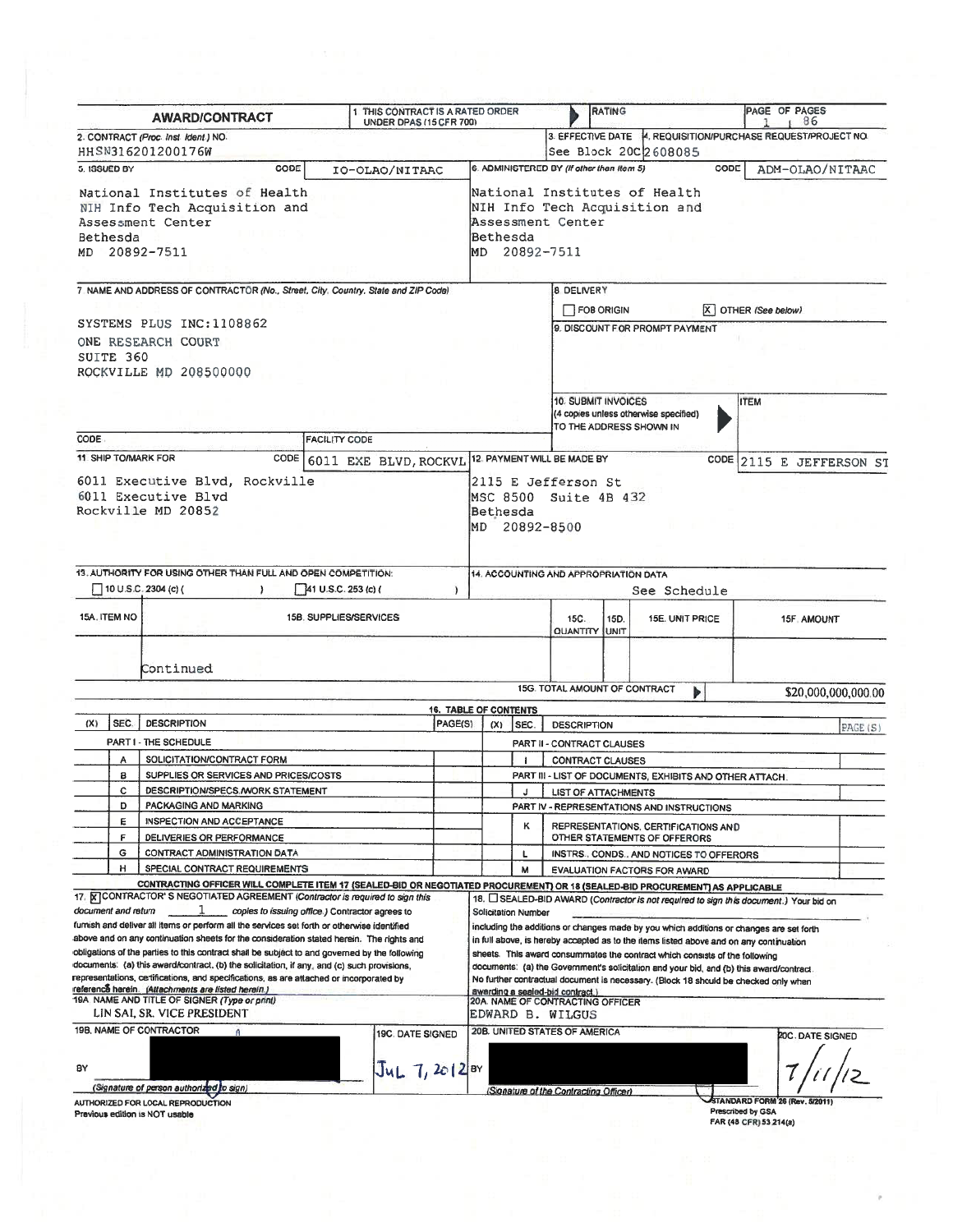# AWARD/CONTRACT

1. THIS CONTRACT IS A RATED ORDER UNDER DPAS (15 CFR 700) | RATING | PAGE 1 OF PAGES 86

2. CONTRACT *(Proc. Inst. Ident.)* NO.
HHSN316201200176W

3. EFFECTIVE DATE
See Block 20C

4. REQUISITION/PURCHASE REQUEST/PROJECT NO.
2608085

5. ISSUED BY — CODE: IO-OLAO/NITAAC

National Institutes of Health
NIH Info Tech Acquisition and
Assessment Center
Bethesda
MD 20892-7511

6. ADMINISTERED BY *(If other than Item 5)* — CODE: ADM-OLAO/NITAAC

National Institutes of Health
NIH Info Tech Acquisition and
Assessment Center
Bethesda
MD 20892-7511

7. NAME AND ADDRESS OF CONTRACTOR *(No., Street, City, Country, State and ZIP Code)*

SYSTEMS PLUS INC:1108862
ONE RESEARCH COURT
SUITE 360
ROCKVILLE MD 208500000

CODE | FACILITY CODE

8. DELIVERY
☐ FOB ORIGIN [X] OTHER *(See below)*

9. DISCOUNT FOR PROMPT PAYMENT

10. SUBMIT INVOICES (4 copies unless otherwise specified) TO THE ADDRESS SHOWN IN — ITEM

11. SHIP TO/MARK FOR — CODE: 6011 EXE BLVD, ROCKVL

6011 Executive Blvd, Rockville
6011 Executive Blvd
Rockville MD 20852

12. PAYMENT WILL BE MADE BY — CODE: 2115 E JEFFERSON ST

2115 E Jefferson St
MSC 8500 Suite 4B 432
Bethesda
MD 20892-8500

13. AUTHORITY FOR USING OTHER THAN FULL AND OPEN COMPETITION:
☐ 10 U.S.C. 2304 (c) ( ) ☐ 41 U.S.C. 253 (c) ( )

14. ACCOUNTING AND APPROPRIATION DATA
See Schedule

| 15A. ITEM NO | 15B. SUPPLIES/SERVICES | 15C. QUANTITY | 15D. UNIT | 15E. UNIT PRICE | 15F. AMOUNT |
|---|---|---|---|---|---|
| | Continued | | | | |

15G. TOTAL AMOUNT OF CONTRACT: $20,000,000,000.00

## 16. TABLE OF CONTENTS

| (X) | SEC. | DESCRIPTION | PAGE(S) | (X) | SEC. | DESCRIPTION | PAGE(S) |
|---|---|---|---|---|---|---|---|
| | | PART I - THE SCHEDULE | | | | PART II - CONTRACT CLAUSES | |
| | A | SOLICITATION/CONTRACT FORM | | | I | CONTRACT CLAUSES | |
| | B | SUPPLIES OR SERVICES AND PRICES/COSTS | | | | PART III - LIST OF DOCUMENTS, EXHIBITS AND OTHER ATTACH. | |
| | C | DESCRIPTION/SPECS./WORK STATEMENT | | | J | LIST OF ATTACHMENTS | |
| | D | PACKAGING AND MARKING | | | | PART IV - REPRESENTATIONS AND INSTRUCTIONS | |
| | E | INSPECTION AND ACCEPTANCE | | | K | REPRESENTATIONS, CERTIFICATIONS AND OTHER STATEMENTS OF OFFERORS | |
| | F | DELIVERIES OR PERFORMANCE | | | | | |
| | G | CONTRACT ADMINISTRATION DATA | | | L | INSTRS., CONDS., AND NOTICES TO OFFERORS | |
| | H | SPECIAL CONTRACT REQUIREMENTS | | | M | EVALUATION FACTORS FOR AWARD | |

**CONTRACTING OFFICER WILL COMPLETE ITEM 17 (SEALED-BID OR NEGOTIATED PROCUREMENT) OR 18 (SEALED-BID PROCUREMENT) AS APPLICABLE**

17. [X] CONTRACTOR'S NEGOTIATED AGREEMENT *(Contractor is required to sign this document and return* 1 *copies to issuing office.)* Contractor agrees to furnish and deliver all items or perform all the services set forth or otherwise identified above and on any continuation sheets for the consideration stated herein. The rights and obligations of the parties to this contract shall be subject to and governed by the following documents: (a) this award/contract, (b) the solicitation, if any, and (c) such provisions, representations, certifications, and specifications, as are attached or incorporated by reference herein. *(Attachments are listed herein.)*

18. ☐ SEALED-BID AWARD *(Contractor is not required to sign this document.)* Your bid on Solicitation Number including the additions or changes made by you which additions or changes are set forth in full above, is hereby accepted as to the items listed above and on any continuation sheets. This award consummates the contract which consists of the following documents: (a) the Government's solicitation and your bid, and (b) this award/contract. No further contractual document is necessary. (Block 18 should be checked only when awarding a sealed-bid contract.)

19A. NAME AND TITLE OF SIGNER *(Type or print)*
LIN SAI, SR. VICE PRESIDENT

20A. NAME OF CONTRACTING OFFICER
EDWARD B. WILGUS

19B. NAME OF CONTRACTOR
BY ______ *(Signature of person authorized to sign)*

19C. DATE SIGNED
Jul 7, 2012

20B. UNITED STATES OF AMERICA
BY ______ *(Signature of the Contracting Officer)*

20C. DATE SIGNED
7/11/12

AUTHORIZED FOR LOCAL REPRODUCTION
Previous edition is NOT usable

STANDARD FORM 26 (Rev. 5/2011)
Prescribed by GSA
FAR (48 CFR) 53.214(a)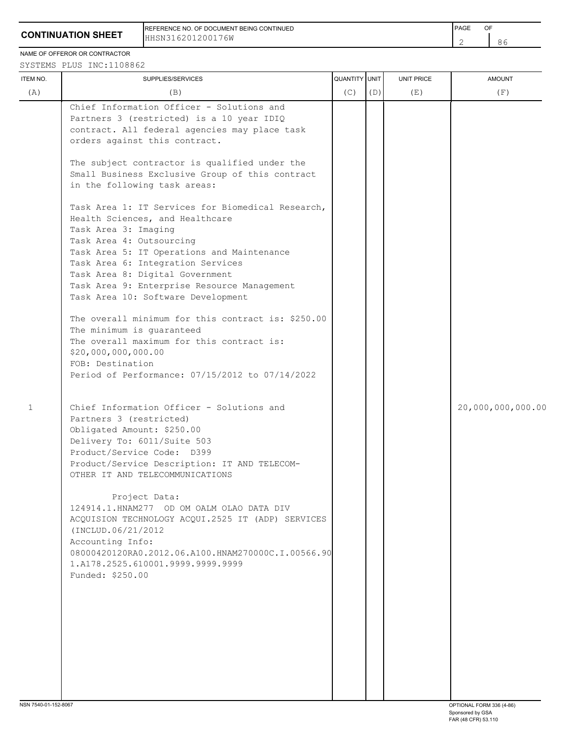**CONTINUATION SHEET**

REFERENCE NO. OF DOCUMENT BEING CONTINUED: HHSN316201200176W

PAGE 2 OF 86

NAME OF OFFEROR OR CONTRACTOR: SYSTEMS PLUS INC:1108862

| ITEM NO. (A) | SUPPLIES/SERVICES (B) | QUANTITY (C) | UNIT (D) | UNIT PRICE (E) | AMOUNT (F) |
|---|---|---|---|---|---|
| | Chief Information Officer - Solutions and Partners 3 (restricted) is a 10 year IDIQ contract. All federal agencies may place task orders against this contract.<br><br>The subject contractor is qualified under the Small Business Exclusive Group of this contract in the following task areas:<br><br>Task Area 1: IT Services for Biomedical Research, Health Sciences, and Healthcare<br>Task Area 3: Imaging<br>Task Area 4: Outsourcing<br>Task Area 5: IT Operations and Maintenance<br>Task Area 6: Integration Services<br>Task Area 8: Digital Government<br>Task Area 9: Enterprise Resource Management<br>Task Area 10: Software Development<br><br>The overall minimum for this contract is: $250.00<br>The minimum is guaranteed<br>The overall maximum for this contract is: $20,000,000,000.00<br>FOB: Destination<br>Period of Performance: 07/15/2012 to 07/14/2022 | | | | |
| 1 | Chief Information Officer - Solutions and Partners 3 (restricted)<br>Obligated Amount: $250.00<br>Delivery To: 6011/Suite 503<br>Product/Service Code: D399<br>Product/Service Description: IT AND TELECOM- OTHER IT AND TELECOMMUNICATIONS<br><br>Project Data:<br>124914.1.HNAM277 OD OM OALM OLAO DATA DIV ACQUISION TECHNOLOGY ACQUI.2525 IT (ADP) SERVICES (INCLUD.06/21/2012<br>Accounting Info:<br>08000420120RA0.2012.06.A100.HNAM270000C.I.00566.901.A178.2525.610001.9999.9999.9999<br>Funded: $250.00 | | | | 20,000,000,000.00 |

NSN 7540-01-152-8067

OPTIONAL FORM 336 (4-86)
Sponsored by GSA
FAR (48 CFR) 53.110